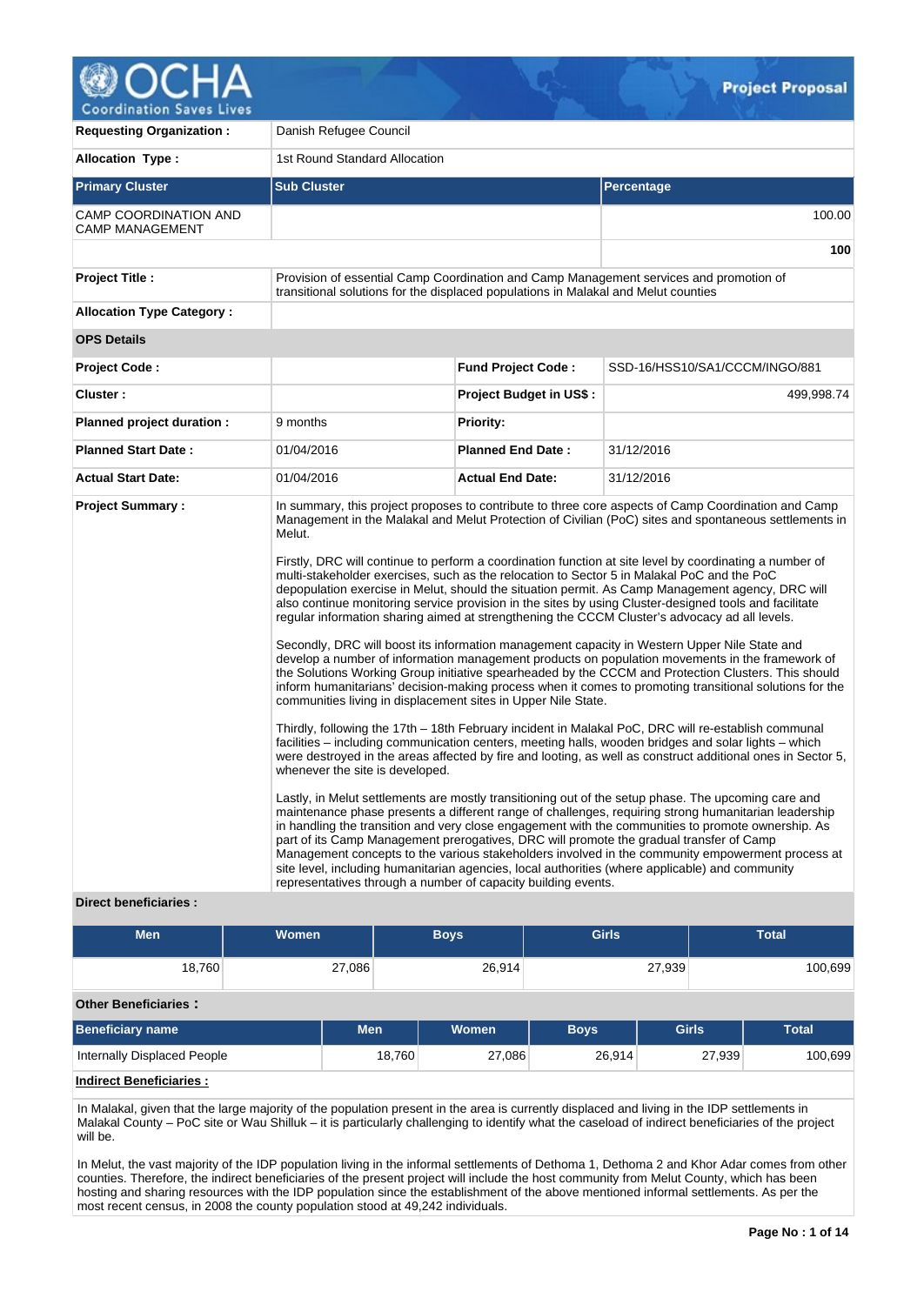# Project Proposal

| | | | |
|---|---|---|---|
| **Requesting Organization :** | Danish Refugee Council | | |
| **Allocation Type :** | 1st Round Standard Allocation | | |

| **Primary Cluster** | **Sub Cluster** | **Percentage** |
|---|---|---|
| CAMP COORDINATION AND CAMP MANAGEMENT | | 100.00 |
| | | **100** |

| | | | |
|---|---|---|---|
| **Project Title :** | Provision of essential Camp Coordination and Camp Management services and promotion of transitional solutions for the displaced populations in Malakal and Melut counties | | |
| **Allocation Type Category :** | | | |
| **OPS Details** | | | |
| **Project Code :** | | **Fund Project Code :** | SSD-16/HSS10/SA1/CCCM/INGO/881 |
| **Cluster :** | | **Project Budget in US$ :** | 499,998.74 |
| **Planned project duration :** | 9 months | **Priority:** | |
| **Planned Start Date :** | 01/04/2016 | **Planned End Date :** | 31/12/2016 |
| **Actual Start Date:** | 01/04/2016 | **Actual End Date:** | 31/12/2016 |

**Project Summary :**

In summary, this project proposes to contribute to three core aspects of Camp Coordination and Camp Management in the Malakal and Melut Protection of Civilian (PoC) sites and spontaneous settlements in Melut.

Firstly, DRC will continue to perform a coordination function at site level by coordinating a number of multi-stakeholder exercises, such as the relocation to Sector 5 in Malakal PoC and the PoC depopulation exercise in Melut, should the situation permit. As Camp Management agency, DRC will also continue monitoring service provision in the sites by using Cluster-designed tools and facilitate regular information sharing aimed at strengthening the CCCM Cluster's advocacy ad all levels.

Secondly, DRC will boost its information management capacity in Western Upper Nile State and develop a number of information management products on population movements in the framework of the Solutions Working Group initiative spearheaded by the CCCM and Protection Clusters. This should inform humanitarians' decision-making process when it comes to promoting transitional solutions for the communities living in displacement sites in Upper Nile State.

Thirdly, following the 17th – 18th February incident in Malakal PoC, DRC will re-establish communal facilities – including communication centers, meeting halls, wooden bridges and solar lights – which were destroyed in the areas affected by fire and looting, as well as construct additional ones in Sector 5, whenever the site is developed.

Lastly, in Melut settlements are mostly transitioning out of the setup phase. The upcoming care and maintenance phase presents a different range of challenges, requiring strong humanitarian leadership in handling the transition and very close engagement with the communities to promote ownership. As part of its Camp Management prerogatives, DRC will promote the gradual transfer of Camp Management concepts to the various stakeholders involved in the community empowerment process at site level, including humanitarian agencies, local authorities (where applicable) and community representatives through a number of capacity building events.

**Direct beneficiaries :**

| Men | Women | Boys | Girls | Total |
|---|---|---|---|---|
| 18,760 | 27,086 | 26,914 | 27,939 | 100,699 |

**Other Beneficiaries :**

| Beneficiary name | Men | Women | Boys | Girls | Total |
|---|---|---|---|---|---|
| Internally Displaced People | 18,760 | 27,086 | 26,914 | 27,939 | 100,699 |

**Indirect Beneficiaries :**

In Malakal, given that the large majority of the population present in the area is currently displaced and living in the IDP settlements in Malakal County – PoC site or Wau Shilluk – it is particularly challenging to identify what the caseload of indirect beneficiaries of the project will be.

In Melut, the vast majority of the IDP population living in the informal settlements of Dethoma 1, Dethoma 2 and Khor Adar comes from other counties. Therefore, the indirect beneficiaries of the present project will include the host community from Melut County, which has been hosting and sharing resources with the IDP population since the establishment of the above mentioned informal settlements. As per the most recent census, in 2008 the county population stood at 49,242 individuals.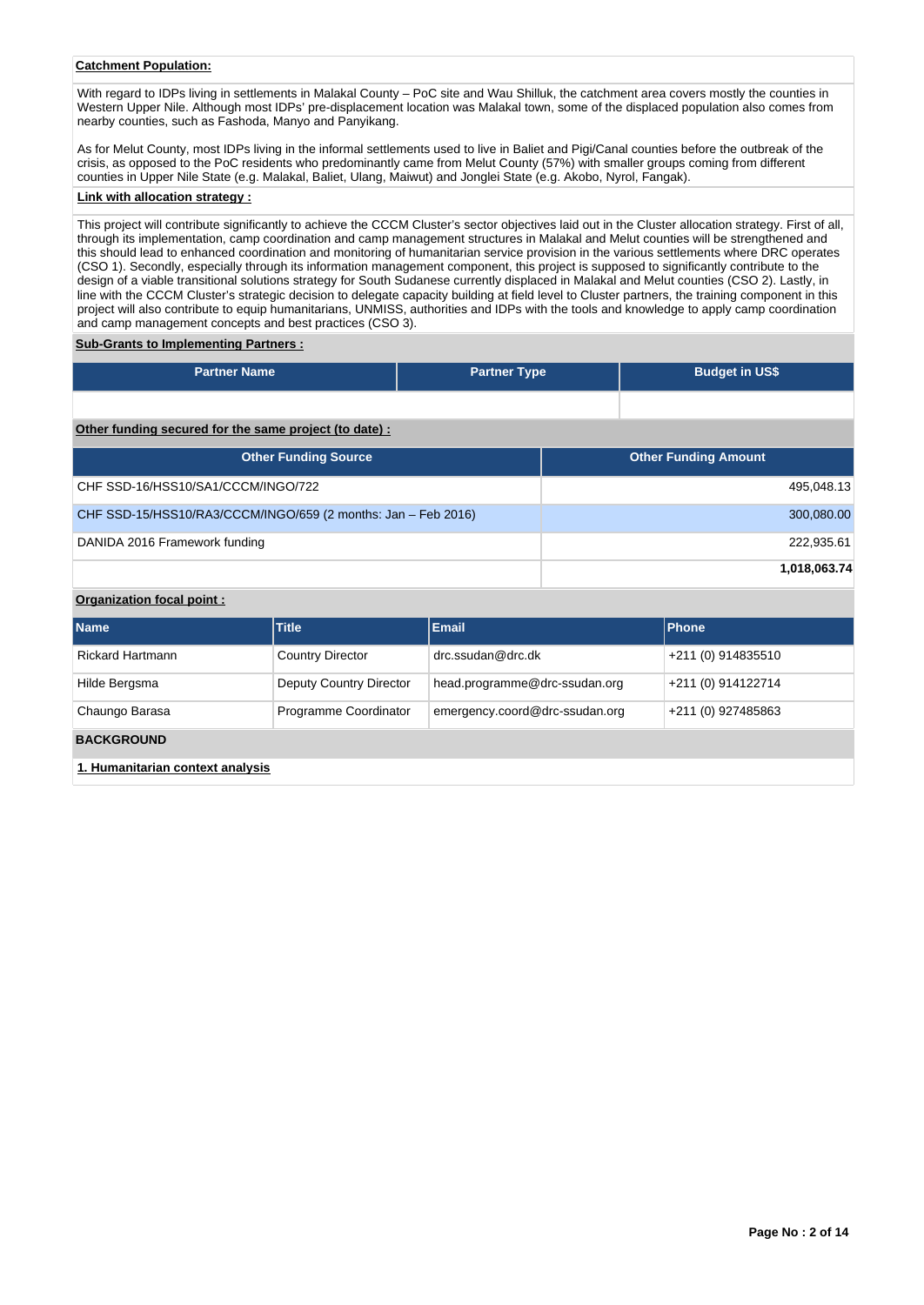**Catchment Population:**

With regard to IDPs living in settlements in Malakal County – PoC site and Wau Shilluk, the catchment area covers mostly the counties in Western Upper Nile. Although most IDPs' pre-displacement location was Malakal town, some of the displaced population also comes from nearby counties, such as Fashoda, Manyo and Panyikang.

As for Melut County, most IDPs living in the informal settlements used to live in Baliet and Pigi/Canal counties before the outbreak of the crisis, as opposed to the PoC residents who predominantly came from Melut County (57%) with smaller groups coming from different counties in Upper Nile State (e.g. Malakal, Baliet, Ulang, Maiwut) and Jonglei State (e.g. Akobo, Nyrol, Fangak).

**Link with allocation strategy :**

This project will contribute significantly to achieve the CCCM Cluster's sector objectives laid out in the Cluster allocation strategy. First of all, through its implementation, camp coordination and camp management structures in Malakal and Melut counties will be strengthened and this should lead to enhanced coordination and monitoring of humanitarian service provision in the various settlements where DRC operates (CSO 1). Secondly, especially through its information management component, this project is supposed to significantly contribute to the design of a viable transitional solutions strategy for South Sudanese currently displaced in Malakal and Melut counties (CSO 2). Lastly, in line with the CCCM Cluster's strategic decision to delegate capacity building at field level to Cluster partners, the training component in this project will also contribute to equip humanitarians, UNMISS, authorities and IDPs with the tools and knowledge to apply camp coordination and camp management concepts and best practices (CSO 3).

**Sub-Grants to Implementing Partners :**

| Partner Name | Partner Type | Budget in US$ |
|---|---|---|
| | | |

**Other funding secured for the same project (to date) :**

| Other Funding Source | Other Funding Amount |
|---|---|
| CHF SSD-16/HSS10/SA1/CCCM/INGO/722 | 495,048.13 |
| CHF SSD-15/HSS10/RA3/CCCM/INGO/659 (2 months: Jan – Feb 2016) | 300,080.00 |
| DANIDA 2016 Framework funding | 222,935.61 |
| | **1,018,063.74** |

**Organization focal point :**

| Name | Title | Email | Phone |
|---|---|---|---|
| Rickard Hartmann | Country Director | drc.ssudan@drc.dk | +211 (0) 914835510 |
| Hilde Bergsma | Deputy Country Director | head.programme@drc-ssudan.org | +211 (0) 914122714 |
| Chaungo Barasa | Programme Coordinator | emergency.coord@drc-ssudan.org | +211 (0) 927485863 |

**BACKGROUND**

**1. Humanitarian context analysis**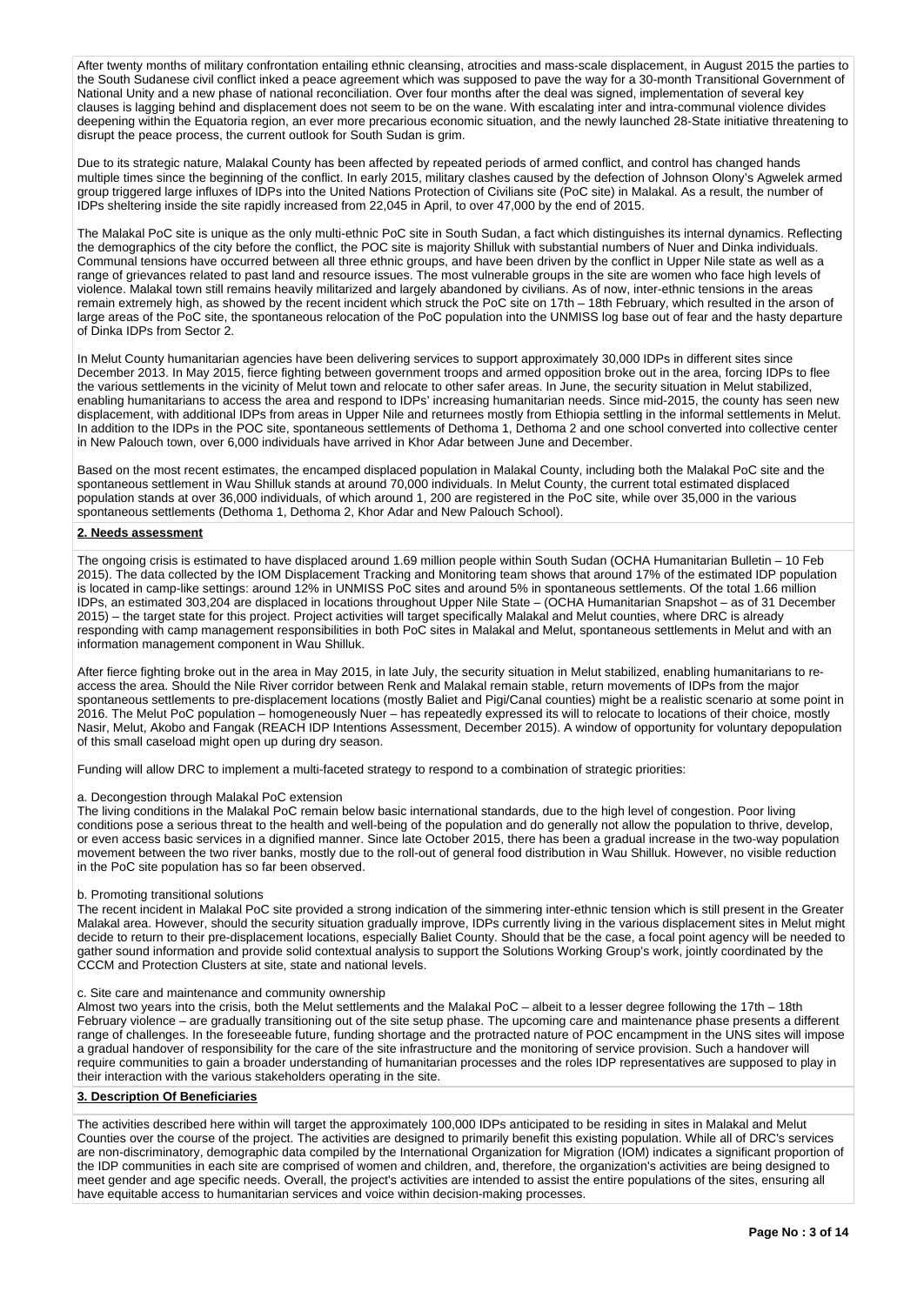After twenty months of military confrontation entailing ethnic cleansing, atrocities and mass-scale displacement, in August 2015 the parties to the South Sudanese civil conflict inked a peace agreement which was supposed to pave the way for a 30-month Transitional Government of National Unity and a new phase of national reconciliation. Over four months after the deal was signed, implementation of several key clauses is lagging behind and displacement does not seem to be on the wane. With escalating inter and intra-communal violence divides deepening within the Equatoria region, an ever more precarious economic situation, and the newly launched 28-State initiative threatening to disrupt the peace process, the current outlook for South Sudan is grim.

Due to its strategic nature, Malakal County has been affected by repeated periods of armed conflict, and control has changed hands multiple times since the beginning of the conflict. In early 2015, military clashes caused by the defection of Johnson Olony's Agwelek armed group triggered large influxes of IDPs into the United Nations Protection of Civilians site (PoC site) in Malakal. As a result, the number of IDPs sheltering inside the site rapidly increased from 22,045 in April, to over 47,000 by the end of 2015.

The Malakal PoC site is unique as the only multi-ethnic PoC site in South Sudan, a fact which distinguishes its internal dynamics. Reflecting the demographics of the city before the conflict, the POC site is majority Shilluk with substantial numbers of Nuer and Dinka individuals. Communal tensions have occurred between all three ethnic groups, and have been driven by the conflict in Upper Nile state as well as a range of grievances related to past land and resource issues. The most vulnerable groups in the site are women who face high levels of violence. Malakal town still remains heavily militarized and largely abandoned by civilians. As of now, inter-ethnic tensions in the areas remain extremely high, as showed by the recent incident which struck the PoC site on 17th – 18th February, which resulted in the arson of large areas of the PoC site, the spontaneous relocation of the PoC population into the UNMISS log base out of fear and the hasty departure of Dinka IDPs from Sector 2.

In Melut County humanitarian agencies have been delivering services to support approximately 30,000 IDPs in different sites since December 2013. In May 2015, fierce fighting between government troops and armed opposition broke out in the area, forcing IDPs to flee the various settlements in the vicinity of Melut town and relocate to other safer areas. In June, the security situation in Melut stabilized, enabling humanitarians to access the area and respond to IDPs' increasing humanitarian needs. Since mid-2015, the county has seen new displacement, with additional IDPs from areas in Upper Nile and returnees mostly from Ethiopia settling in the informal settlements in Melut. In addition to the IDPs in the POC site, spontaneous settlements of Dethoma 1, Dethoma 2 and one school converted into collective center in New Palouch town, over 6,000 individuals have arrived in Khor Adar between June and December.

Based on the most recent estimates, the encamped displaced population in Malakal County, including both the Malakal PoC site and the spontaneous settlement in Wau Shilluk stands at around 70,000 individuals. In Melut County, the current total estimated displaced population stands at over 36,000 individuals, of which around 1, 200 are registered in the PoC site, while over 35,000 in the various spontaneous settlements (Dethoma 1, Dethoma 2, Khor Adar and New Palouch School).

## 2. Needs assessment

The ongoing crisis is estimated to have displaced around 1.69 million people within South Sudan (OCHA Humanitarian Bulletin – 10 Feb 2015). The data collected by the IOM Displacement Tracking and Monitoring team shows that around 17% of the estimated IDP population is located in camp-like settings: around 12% in UNMISS PoC sites and around 5% in spontaneous settlements. Of the total 1.66 million IDPs, an estimated 303,204 are displaced in locations throughout Upper Nile State – (OCHA Humanitarian Snapshot – as of 31 December 2015) – the target state for this project. Project activities will target specifically Malakal and Melut counties, where DRC is already responding with camp management responsibilities in both PoC sites in Malakal and Melut, spontaneous settlements in Melut and with an information management component in Wau Shilluk.

After fierce fighting broke out in the area in May 2015, in late July, the security situation in Melut stabilized, enabling humanitarians to re-access the area. Should the Nile River corridor between Renk and Malakal remain stable, return movements of IDPs from the major spontaneous settlements to pre-displacement locations (mostly Baliet and Pigi/Canal counties) might be a realistic scenario at some point in 2016. The Melut PoC population – homogeneously Nuer – has repeatedly expressed its will to relocate to locations of their choice, mostly Nasir, Melut, Akobo and Fangak (REACH IDP Intentions Assessment, December 2015). A window of opportunity for voluntary depopulation of this small caseload might open up during dry season.

Funding will allow DRC to implement a multi-faceted strategy to respond to a combination of strategic priorities:

a. Decongestion through Malakal PoC extension
The living conditions in the Malakal PoC remain below basic international standards, due to the high level of congestion. Poor living conditions pose a serious threat to the health and well-being of the population and do generally not allow the population to thrive, develop, or even access basic services in a dignified manner. Since late October 2015, there has been a gradual increase in the two-way population movement between the two river banks, mostly due to the roll-out of general food distribution in Wau Shilluk. However, no visible reduction in the PoC site population has so far been observed.

b. Promoting transitional solutions
The recent incident in Malakal PoC site provided a strong indication of the simmering inter-ethnic tension which is still present in the Greater Malakal area. However, should the security situation gradually improve, IDPs currently living in the various displacement sites in Melut might decide to return to their pre-displacement locations, especially Baliet County. Should that be the case, a focal point agency will be needed to gather sound information and provide solid contextual analysis to support the Solutions Working Group's work, jointly coordinated by the CCCM and Protection Clusters at site, state and national levels.

c. Site care and maintenance and community ownership
Almost two years into the crisis, both the Melut settlements and the Malakal PoC – albeit to a lesser degree following the 17th – 18th February violence – are gradually transitioning out of the site setup phase. The upcoming care and maintenance phase presents a different range of challenges. In the foreseeable future, funding shortage and the protracted nature of POC encampment in the UNS sites will impose a gradual handover of responsibility for the care of the site infrastructure and the monitoring of service provision. Such a handover will require communities to gain a broader understanding of humanitarian processes and the roles IDP representatives are supposed to play in their interaction with the various stakeholders operating in the site.

## 3. Description Of Beneficiaries

The activities described here within will target the approximately 100,000 IDPs anticipated to be residing in sites in Malakal and Melut Counties over the course of the project. The activities are designed to primarily benefit this existing population. While all of DRC's services are non-discriminatory, demographic data compiled by the International Organization for Migration (IOM) indicates a significant proportion of the IDP communities in each site are comprised of women and children, and, therefore, the organization's activities are being designed to meet gender and age specific needs. Overall, the project's activities are intended to assist the entire populations of the sites, ensuring all have equitable access to humanitarian services and voice within decision-making processes.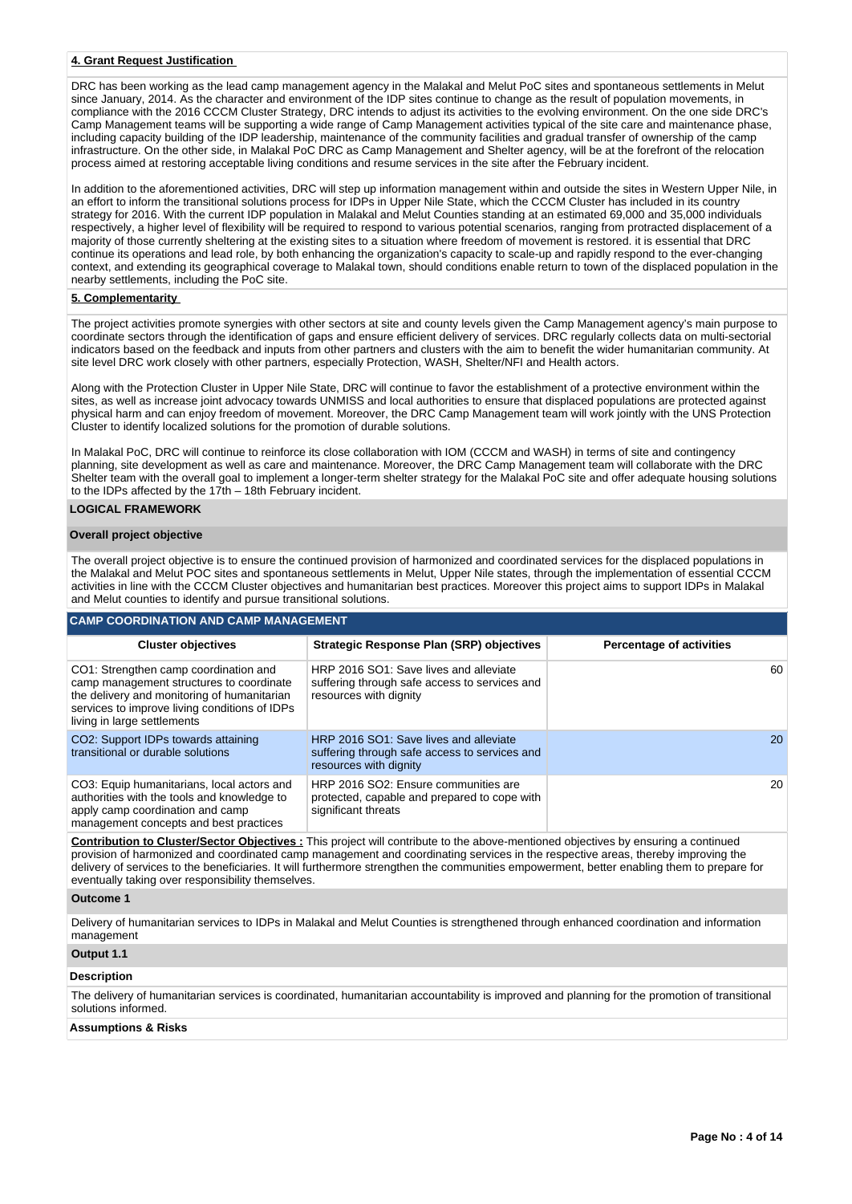**4. Grant Request Justification**

DRC has been working as the lead camp management agency in the Malakal and Melut PoC sites and spontaneous settlements in Melut since January, 2014. As the character and environment of the IDP sites continue to change as the result of population movements, in compliance with the 2016 CCCM Cluster Strategy, DRC intends to adjust its activities to the evolving environment. On the one side DRC's Camp Management teams will be supporting a wide range of Camp Management activities typical of the site care and maintenance phase, including capacity building of the IDP leadership, maintenance of the community facilities and gradual transfer of ownership of the camp infrastructure. On the other side, in Malakal PoC DRC as Camp Management and Shelter agency, will be at the forefront of the relocation process aimed at restoring acceptable living conditions and resume services in the site after the February incident.

In addition to the aforementioned activities, DRC will step up information management within and outside the sites in Western Upper Nile, in an effort to inform the transitional solutions process for IDPs in Upper Nile State, which the CCCM Cluster has included in its country strategy for 2016. With the current IDP population in Malakal and Melut Counties standing at an estimated 69,000 and 35,000 individuals respectively, a higher level of flexibility will be required to respond to various potential scenarios, ranging from protracted displacement of a majority of those currently sheltering at the existing sites to a situation where freedom of movement is restored. it is essential that DRC continue its operations and lead role, by both enhancing the organization's capacity to scale-up and rapidly respond to the ever-changing context, and extending its geographical coverage to Malakal town, should conditions enable return to town of the displaced population in the nearby settlements, including the PoC site.

**5. Complementarity**

The project activities promote synergies with other sectors at site and county levels given the Camp Management agency's main purpose to coordinate sectors through the identification of gaps and ensure efficient delivery of services. DRC regularly collects data on multi-sectorial indicators based on the feedback and inputs from other partners and clusters with the aim to benefit the wider humanitarian community. At site level DRC work closely with other partners, especially Protection, WASH, Shelter/NFI and Health actors.

Along with the Protection Cluster in Upper Nile State, DRC will continue to favor the establishment of a protective environment within the sites, as well as increase joint advocacy towards UNMISS and local authorities to ensure that displaced populations are protected against physical harm and can enjoy freedom of movement. Moreover, the DRC Camp Management team will work jointly with the UNS Protection Cluster to identify localized solutions for the promotion of durable solutions.

In Malakal PoC, DRC will continue to reinforce its close collaboration with IOM (CCCM and WASH) in terms of site and contingency planning, site development as well as care and maintenance. Moreover, the DRC Camp Management team will collaborate with the DRC Shelter team with the overall goal to implement a longer-term shelter strategy for the Malakal PoC site and offer adequate housing solutions to the IDPs affected by the 17th – 18th February incident.

**LOGICAL FRAMEWORK**

**Overall project objective**

The overall project objective is to ensure the continued provision of harmonized and coordinated services for the displaced populations in the Malakal and Melut POC sites and spontaneous settlements in Melut, Upper Nile states, through the implementation of essential CCCM activities in line with the CCCM Cluster objectives and humanitarian best practices. Moreover this project aims to support IDPs in Malakal and Melut counties to identify and pursue transitional solutions.

**CAMP COORDINATION AND CAMP MANAGEMENT**

| Cluster objectives | Strategic Response Plan (SRP) objectives | Percentage of activities |
|---|---|---|
| CO1: Strengthen camp coordination and camp management structures to coordinate the delivery and monitoring of humanitarian services to improve living conditions of IDPs living in large settlements | HRP 2016 SO1: Save lives and alleviate suffering through safe access to services and resources with dignity | 60 |
| CO2: Support IDPs towards attaining transitional or durable solutions | HRP 2016 SO1: Save lives and alleviate suffering through safe access to services and resources with dignity | 20 |
| CO3: Equip humanitarians, local actors and authorities with the tools and knowledge to apply camp coordination and camp management concepts and best practices | HRP 2016 SO2: Ensure communities are protected, capable and prepared to cope with significant threats | 20 |

**Contribution to Cluster/Sector Objectives :** This project will contribute to the above-mentioned objectives by ensuring a continued provision of harmonized and coordinated camp management and coordinating services in the respective areas, thereby improving the delivery of services to the beneficiaries. It will furthermore strengthen the communities empowerment, better enabling them to prepare for eventually taking over responsibility themselves.

**Outcome 1**

Delivery of humanitarian services to IDPs in Malakal and Melut Counties is strengthened through enhanced coordination and information management

**Output 1.1**

**Description**

The delivery of humanitarian services is coordinated, humanitarian accountability is improved and planning for the promotion of transitional solutions informed.

**Assumptions & Risks**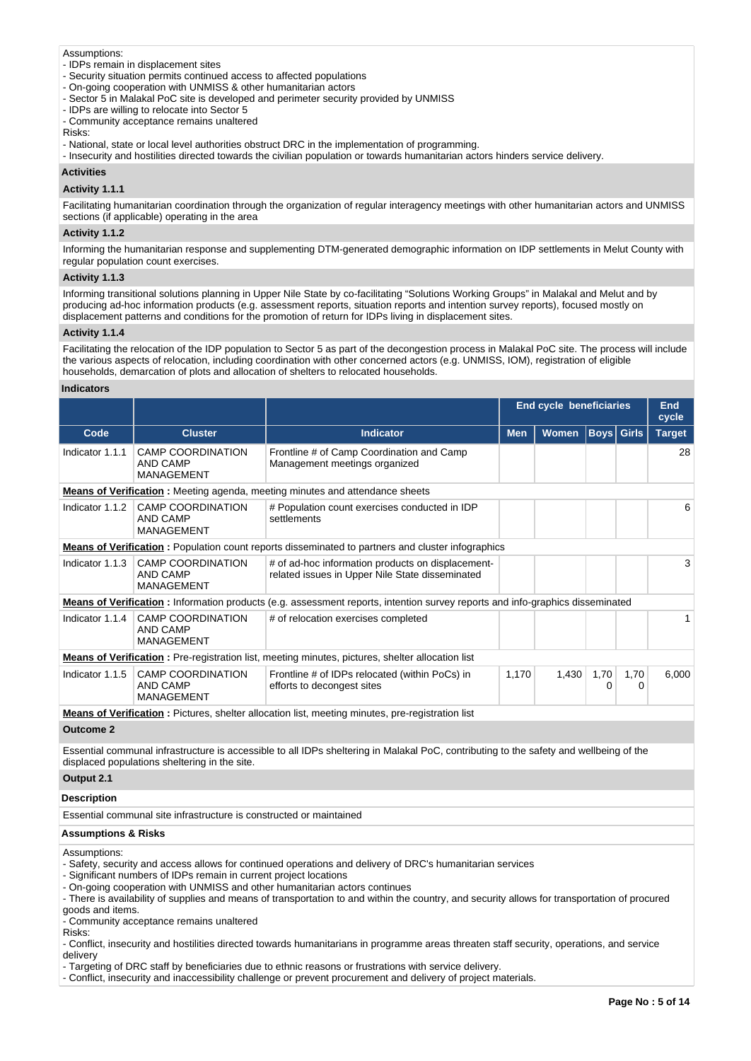Assumptions:
- IDPs remain in displacement sites
- Security situation permits continued access to affected populations
- On-going cooperation with UNMISS & other humanitarian actors
- Sector 5 in Malakal PoC site is developed and perimeter security provided by UNMISS
- IDPs are willing to relocate into Sector 5
- Community acceptance remains unaltered

Risks:
- National, state or local level authorities obstruct DRC in the implementation of programming.
- Insecurity and hostilities directed towards the civilian population or towards humanitarian actors hinders service delivery.

### Activities

#### Activity 1.1.1

Facilitating humanitarian coordination through the organization of regular interagency meetings with other humanitarian actors and UNMISS sections (if applicable) operating in the area

#### Activity 1.1.2

Informing the humanitarian response and supplementing DTM-generated demographic information on IDP settlements in Melut County with regular population count exercises.

#### Activity 1.1.3

Informing transitional solutions planning in Upper Nile State by co-facilitating "Solutions Working Groups" in Malakal and Melut and by producing ad-hoc information products (e.g. assessment reports, situation reports and intention survey reports), focused mostly on displacement patterns and conditions for the promotion of return for IDPs living in displacement sites.

#### Activity 1.1.4

Facilitating the relocation of the IDP population to Sector 5 as part of the decongestion process in Malakal PoC site. The process will include the various aspects of relocation, including coordination with other concerned actors (e.g. UNMISS, IOM), registration of eligible households, demarcation of plots and allocation of shelters to relocated households.

### Indicators

| | | | End cycle beneficiaries | | | | End cycle |
|---|---|---|---|---|---|---|---|
| **Code** | **Cluster** | **Indicator** | **Men** | **Women** | **Boys** | **Girls** | **Target** |
| Indicator 1.1.1 | CAMP COORDINATION AND CAMP MANAGEMENT | Frontline # of Camp Coordination and Camp Management meetings organized | | | | | 28 |
| **Means of Verification :** Meeting agenda, meeting minutes and attendance sheets | | | | | | | |
| Indicator 1.1.2 | CAMP COORDINATION AND CAMP MANAGEMENT | # Population count exercises conducted in IDP settlements | | | | | 6 |
| **Means of Verification :** Population count reports disseminated to partners and cluster infographics | | | | | | | |
| Indicator 1.1.3 | CAMP COORDINATION AND CAMP MANAGEMENT | # of ad-hoc information products on displacement-related issues in Upper Nile State disseminated | | | | | 3 |
| **Means of Verification :** Information products (e.g. assessment reports, intention survey reports and info-graphics disseminated | | | | | | | |
| Indicator 1.1.4 | CAMP COORDINATION AND CAMP MANAGEMENT | # of relocation exercises completed | | | | | 1 |
| **Means of Verification :** Pre-registration list, meeting minutes, pictures, shelter allocation list | | | | | | | |
| Indicator 1.1.5 | CAMP COORDINATION AND CAMP MANAGEMENT | Frontline # of IDPs relocated (within PoCs) in efforts to decongest sites | 1,170 | 1,430 | 1,700 | 1,700 | 6,000 |
| **Means of Verification :** Pictures, shelter allocation list, meeting minutes, pre-registration list | | | | | | | |

### Outcome 2

Essential communal infrastructure is accessible to all IDPs sheltering in Malakal PoC, contributing to the safety and wellbeing of the displaced populations sheltering in the site.

### Output 2.1

#### Description

Essential communal site infrastructure is constructed or maintained

#### Assumptions & Risks

Assumptions:
- Safety, security and access allows for continued operations and delivery of DRC's humanitarian services
- Significant numbers of IDPs remain in current project locations
- On-going cooperation with UNMISS and other humanitarian actors continues
- There is availability of supplies and means of transportation to and within the country, and security allows for transportation of procured goods and items.
- Community acceptance remains unaltered

Risks:
- Conflict, insecurity and hostilities directed towards humanitarians in programme areas threaten staff security, operations, and service delivery
- Targeting of DRC staff by beneficiaries due to ethnic reasons or frustrations with service delivery.
- Conflict, insecurity and inaccessibility challenge or prevent procurement and delivery of project materials.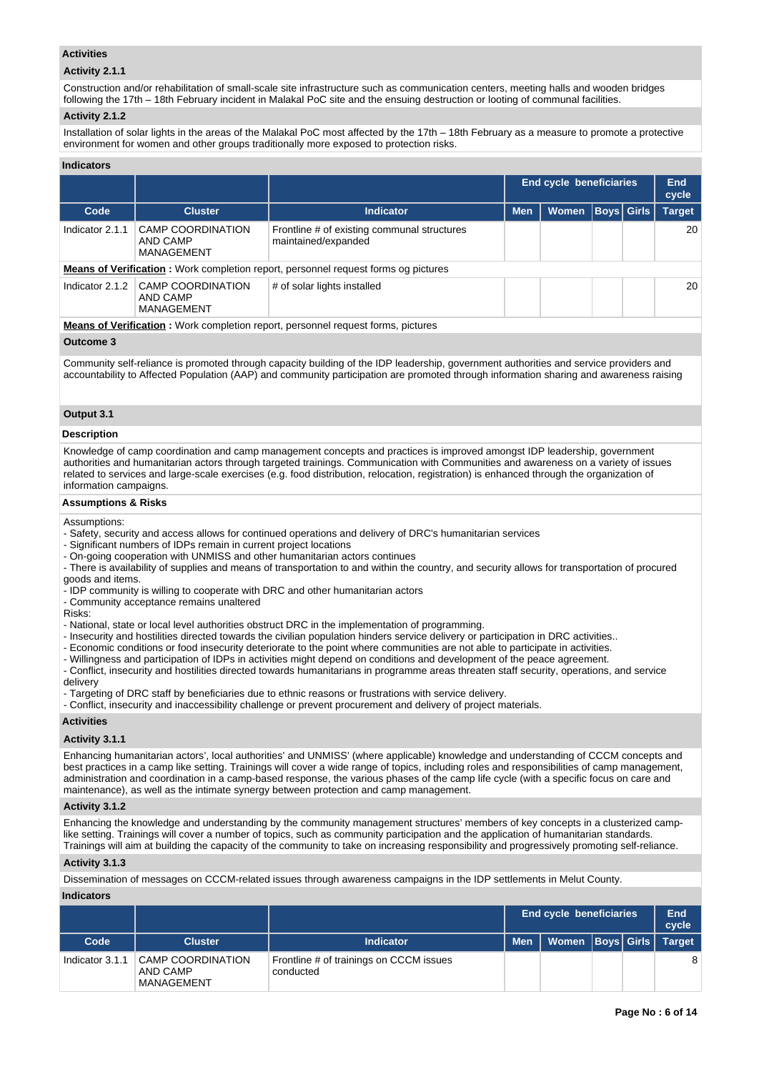### Activities

#### Activity 2.1.1

Construction and/or rehabilitation of small-scale site infrastructure such as communication centers, meeting halls and wooden bridges following the 17th – 18th February incident in Malakal PoC site and the ensuing destruction or looting of communal facilities.

#### Activity 2.1.2

Installation of solar lights in the areas of the Malakal PoC most affected by the 17th – 18th February as a measure to promote a protective environment for women and other groups traditionally more exposed to protection risks.

### Indicators

| | | | End cycle beneficiaries | | | | End cycle |
|---|---|---|---|---|---|---|---|
| **Code** | **Cluster** | **Indicator** | **Men** | **Women** | **Boys** | **Girls** | **Target** |
| Indicator 2.1.1 | CAMP COORDINATION AND CAMP MANAGEMENT | Frontline # of existing communal structures maintained/expanded | | | | | 20 |
| **Means of Verification :** Work completion report, personnel request forms og pictures | | | | | | | |
| Indicator 2.1.2 | CAMP COORDINATION AND CAMP MANAGEMENT | # of solar lights installed | | | | | 20 |
| **Means of Verification :** Work completion report, personnel request forms, pictures | | | | | | | |

### Outcome 3

Community self-reliance is promoted through capacity building of the IDP leadership, government authorities and service providers and accountability to Affected Population (AAP) and community participation are promoted through information sharing and awareness raising

### Output 3.1

#### Description

Knowledge of camp coordination and camp management concepts and practices is improved amongst IDP leadership, government authorities and humanitarian actors through targeted trainings. Communication with Communities and awareness on a variety of issues related to services and large-scale exercises (e.g. food distribution, relocation, registration) is enhanced through the organization of information campaigns.

#### Assumptions & Risks

Assumptions:
- Safety, security and access allows for continued operations and delivery of DRC's humanitarian services
- Significant numbers of IDPs remain in current project locations
- On-going cooperation with UNMISS and other humanitarian actors continues
- There is availability of supplies and means of transportation to and within the country, and security allows for transportation of procured goods and items.
- IDP community is willing to cooperate with DRC and other humanitarian actors
- Community acceptance remains unaltered

Risks:
- National, state or local level authorities obstruct DRC in the implementation of programming.
- Insecurity and hostilities directed towards the civilian population hinders service delivery or participation in DRC activities..
- Economic conditions or food insecurity deteriorate to the point where communities are not able to participate in activities.
- Willingness and participation of IDPs in activities might depend on conditions and development of the peace agreement.
- Conflict, insecurity and hostilities directed towards humanitarians in programme areas threaten staff security, operations, and service delivery
- Targeting of DRC staff by beneficiaries due to ethnic reasons or frustrations with service delivery.
- Conflict, insecurity and inaccessibility challenge or prevent procurement and delivery of project materials.

### Activities

#### Activity 3.1.1

Enhancing humanitarian actors', local authorities' and UNMISS' (where applicable) knowledge and understanding of CCCM concepts and best practices in a camp like setting. Trainings will cover a wide range of topics, including roles and responsibilities of camp management, administration and coordination in a camp-based response, the various phases of the camp life cycle (with a specific focus on care and maintenance), as well as the intimate synergy between protection and camp management.

#### Activity 3.1.2

Enhancing the knowledge and understanding by the community management structures' members of key concepts in a clusterized camp-like setting. Trainings will cover a number of topics, such as community participation and the application of humanitarian standards. Trainings will aim at building the capacity of the community to take on increasing responsibility and progressively promoting self-reliance.

#### Activity 3.1.3

Dissemination of messages on CCCM-related issues through awareness campaigns in the IDP settlements in Melut County.

### Indicators

| | | | End cycle beneficiaries | | | | End cycle |
|---|---|---|---|---|---|---|---|
| **Code** | **Cluster** | **Indicator** | **Men** | **Women** | **Boys** | **Girls** | **Target** |
| Indicator 3.1.1 | CAMP COORDINATION AND CAMP MANAGEMENT | Frontline # of trainings on CCCM issues conducted | | | | | 8 |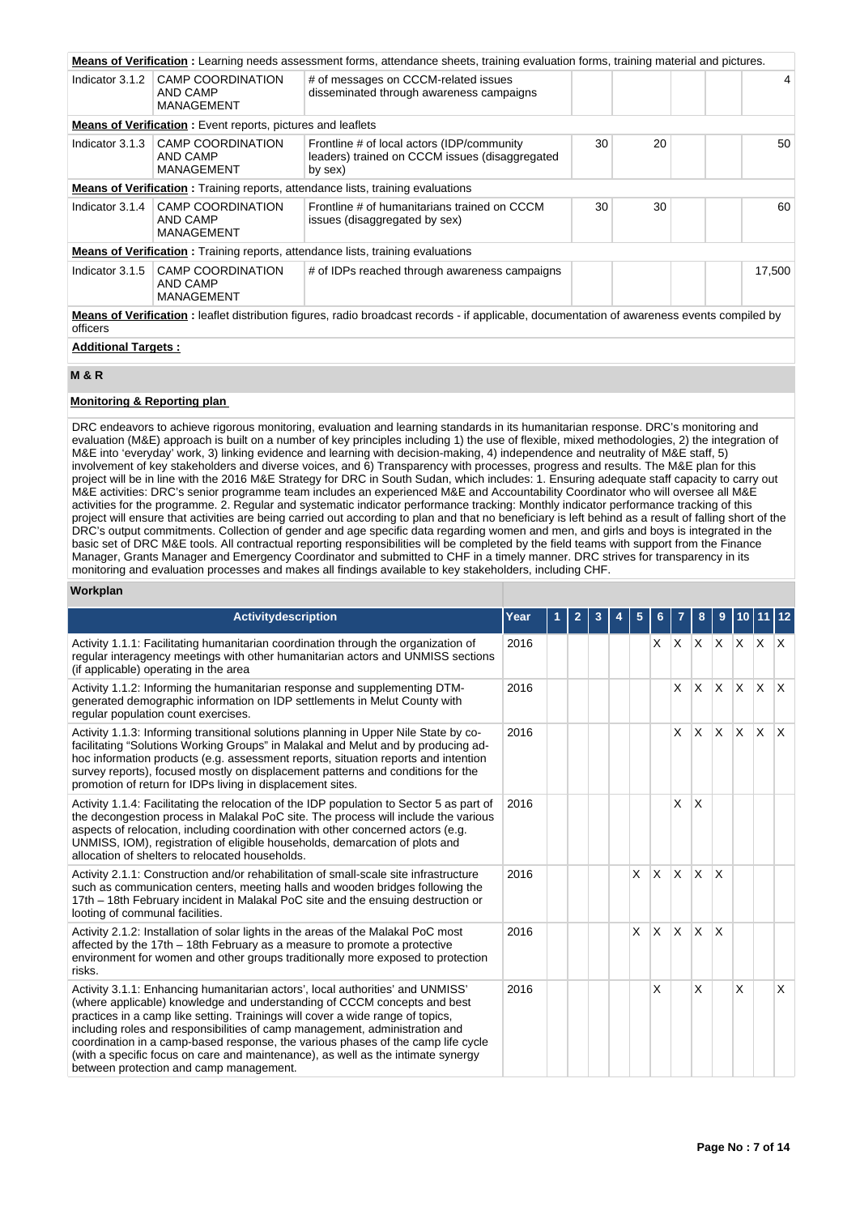**Means of Verification :** Learning needs assessment forms, attendance sheets, training evaluation forms, training material and pictures.

| Indicator | Cluster | Description | Men | Women | Boys | Girls | Target |
|---|---|---|---|---|---|---|---|
| Indicator 3.1.2 | CAMP COORDINATION AND CAMP MANAGEMENT | # of messages on CCCM-related issues disseminated through awareness campaigns | | | | | 4 |

**Means of Verification :** Event reports, pictures and leaflets

| Indicator | Cluster | Description | Men | Women | Boys | Girls | Target |
|---|---|---|---|---|---|---|---|
| Indicator 3.1.3 | CAMP COORDINATION AND CAMP MANAGEMENT | Frontline # of local actors (IDP/community leaders) trained on CCCM issues (disaggregated by sex) | 30 | 20 | | | 50 |

**Means of Verification :** Training reports, attendance lists, training evaluations

| Indicator | Cluster | Description | Men | Women | Boys | Girls | Target |
|---|---|---|---|---|---|---|---|
| Indicator 3.1.4 | CAMP COORDINATION AND CAMP MANAGEMENT | Frontline # of humanitarians trained on CCCM issues (disaggregated by sex) | 30 | 30 | | | 60 |

**Means of Verification :** Training reports, attendance lists, training evaluations

| Indicator | Cluster | Description | Men | Women | Boys | Girls | Target |
|---|---|---|---|---|---|---|---|
| Indicator 3.1.5 | CAMP COORDINATION AND CAMP MANAGEMENT | # of IDPs reached through awareness campaigns | | | | | 17,500 |

**Means of Verification :** leaflet distribution figures, radio broadcast records - if applicable, documentation of awareness events compiled by officers

**Additional Targets :**

## M & R

**Monitoring & Reporting plan**

DRC endeavors to achieve rigorous monitoring, evaluation and learning standards in its humanitarian response. DRC's monitoring and evaluation (M&E) approach is built on a number of key principles including 1) the use of flexible, mixed methodologies, 2) the integration of M&E into 'everyday' work, 3) linking evidence and learning with decision-making, 4) independence and neutrality of M&E staff, 5) involvement of key stakeholders and diverse voices, and 6) Transparency with processes, progress and results. The M&E plan for this project will be in line with the 2016 M&E Strategy for DRC in South Sudan, which includes: 1. Ensuring adequate staff capacity to carry out M&E activities: DRC's senior programme team includes an experienced M&E and Accountability Coordinator who will oversee all M&E activities for the programme. 2. Regular and systematic indicator performance tracking: Monthly indicator performance tracking of this project will ensure that activities are being carried out according to plan and that no beneficiary is left behind as a result of falling short of the DRC's output commitments. Collection of gender and age specific data regarding women and men, and girls and boys is integrated in the basic set of DRC M&E tools. All contractual reporting responsibilities will be completed by the field teams with support from the Finance Manager, Grants Manager and Emergency Coordinator and submitted to CHF in a timely manner. DRC strives for transparency in its monitoring and evaluation processes and makes all findings available to key stakeholders, including CHF.

**Workplan**

| Activitydescription | Year | 1 | 2 | 3 | 4 | 5 | 6 | 7 | 8 | 9 | 10 | 11 | 12 |
|---|---|---|---|---|---|---|---|---|---|---|---|---|---|
| Activity 1.1.1: Facilitating humanitarian coordination through the organization of regular interagency meetings with other humanitarian actors and UNMISS sections (if applicable) operating in the area | 2016 | | | | | | X | X | X | X | X | X | X |
| Activity 1.1.2: Informing the humanitarian response and supplementing DTM-generated demographic information on IDP settlements in Melut County with regular population count exercises. | 2016 | | | | | | | X | X | X | X | X | X |
| Activity 1.1.3: Informing transitional solutions planning in Upper Nile State by co-facilitating "Solutions Working Groups" in Malakal and Melut and by producing ad-hoc information products (e.g. assessment reports, situation reports and intention survey reports), focused mostly on displacement patterns and conditions for the promotion of return for IDPs living in displacement sites. | 2016 | | | | | | | X | X | X | X | X | X |
| Activity 1.1.4: Facilitating the relocation of the IDP population to Sector 5 as part of the decongestion process in Malakal PoC site. The process will include the various aspects of relocation, including coordination with other concerned actors (e.g. UNMISS, IOM), registration of eligible households, demarcation of plots and allocation of shelters to relocated households. | 2016 | | | | | | | X | X | | | | |
| Activity 2.1.1: Construction and/or rehabilitation of small-scale site infrastructure such as communication centers, meeting halls and wooden bridges following the 17th – 18th February incident in Malakal PoC site and the ensuing destruction or looting of communal facilities. | 2016 | | | | | X | X | X | X | X | | | |
| Activity 2.1.2: Installation of solar lights in the areas of the Malakal PoC most affected by the 17th – 18th February as a measure to promote a protective environment for women and other groups traditionally more exposed to protection risks. | 2016 | | | | | X | X | X | X | X | | | |
| Activity 3.1.1: Enhancing humanitarian actors', local authorities' and UNMISS' (where applicable) knowledge and understanding of CCCM concepts and best practices in a camp like setting. Trainings will cover a wide range of topics, including roles and responsibilities of camp management, administration and coordination in a camp-based response, the various phases of the camp life cycle (with a specific focus on care and maintenance), as well as the intimate synergy between protection and camp management. | 2016 | | | | | | X | | X | | X | | X |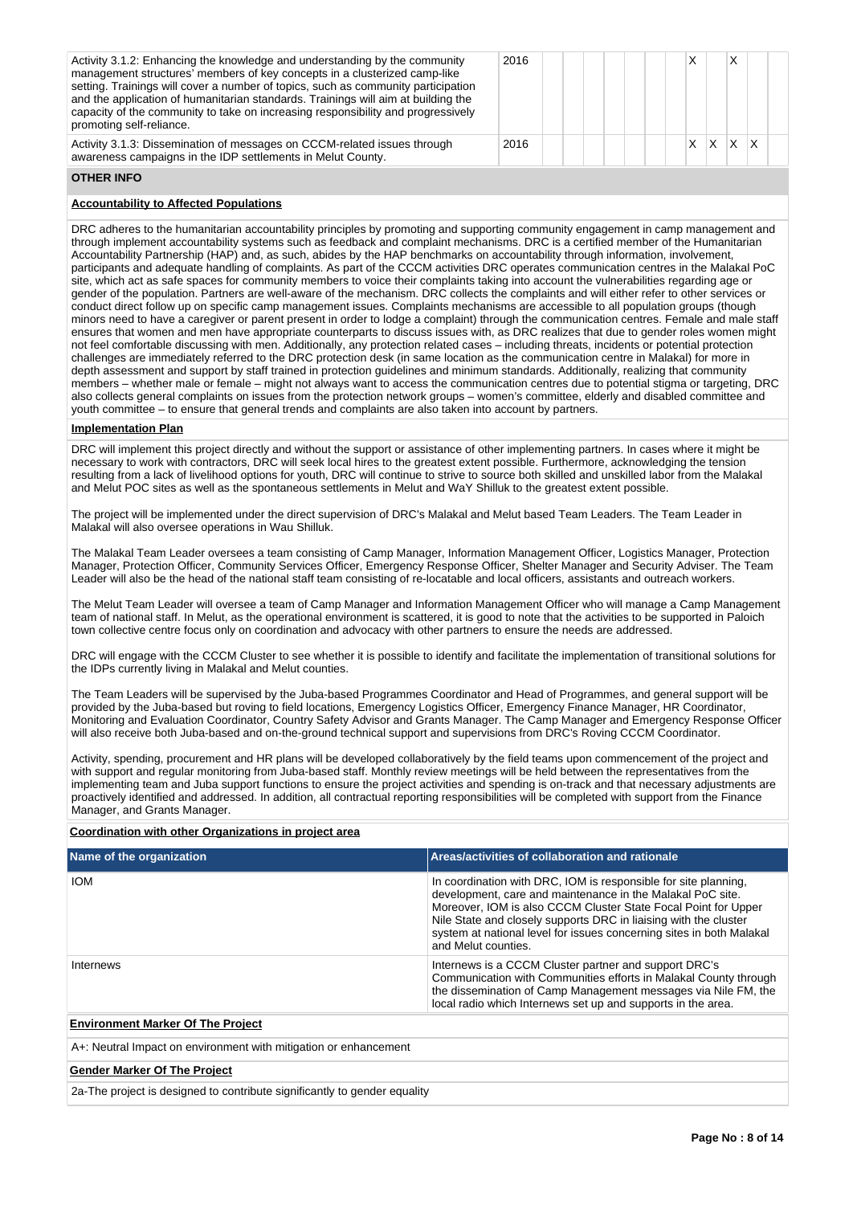| Activity | Year | 1 | 2 | 3 | 4 | 5 | 6 | 7 | 8 | 9 | 10 | 11 | 12 |
|---|---|---|---|---|---|---|---|---|---|---|---|---|---|
| Activity 3.1.2: Enhancing the knowledge and understanding by the community management structures' members of key concepts in a clusterized camp-like setting. Trainings will cover a number of topics, such as community participation and the application of humanitarian standards. Trainings will aim at building the capacity of the community to take on increasing responsibility and progressively promoting self-reliance. | 2016 | | | | | | | | X | | X | | |
| Activity 3.1.3: Dissemination of messages on CCCM-related issues through awareness campaigns in the IDP settlements in Melut County. | 2016 | | | | | | | | X | X | X | X | |

## OTHER INFO

**Accountability to Affected Populations**

DRC adheres to the humanitarian accountability principles by promoting and supporting community engagement in camp management and through implement accountability systems such as feedback and complaint mechanisms. DRC is a certified member of the Humanitarian Accountability Partnership (HAP) and, as such, abides by the HAP benchmarks on accountability through information, involvement, participants and adequate handling of complaints. As part of the CCCM activities DRC operates communication centres in the Malakal PoC site, which act as safe spaces for community members to voice their complaints taking into account the vulnerabilities regarding age or gender of the population. Partners are well-aware of the mechanism. DRC collects the complaints and will either refer to other services or conduct direct follow up on specific camp management issues. Complaints mechanisms are accessible to all population groups (though minors need to have a caregiver or parent present in order to lodge a complaint) through the communication centres. Female and male staff ensures that women and men have appropriate counterparts to discuss issues with, as DRC realizes that due to gender roles women might not feel comfortable discussing with men. Additionally, any protection related cases – including threats, incidents or potential protection challenges are immediately referred to the DRC protection desk (in same location as the communication centre in Malakal) for more in depth assessment and support by staff trained in protection guidelines and minimum standards. Additionally, realizing that community members – whether male or female – might not always want to access the communication centres due to potential stigma or targeting, DRC also collects general complaints on issues from the protection network groups – women's committee, elderly and disabled committee and youth committee – to ensure that general trends and complaints are also taken into account by partners.

**Implementation Plan**

DRC will implement this project directly and without the support or assistance of other implementing partners. In cases where it might be necessary to work with contractors, DRC will seek local hires to the greatest extent possible. Furthermore, acknowledging the tension resulting from a lack of livelihood options for youth, DRC will continue to strive to source both skilled and unskilled labor from the Malakal and Melut POC sites as well as the spontaneous settlements in Melut and WaY Shilluk to the greatest extent possible.

The project will be implemented under the direct supervision of DRC's Malakal and Melut based Team Leaders. The Team Leader in Malakal will also oversee operations in Wau Shilluk.

The Malakal Team Leader oversees a team consisting of Camp Manager, Information Management Officer, Logistics Manager, Protection Manager, Protection Officer, Community Services Officer, Emergency Response Officer, Shelter Manager and Security Adviser. The Team Leader will also be the head of the national staff team consisting of re-locatable and local officers, assistants and outreach workers.

The Melut Team Leader will oversee a team of Camp Manager and Information Management Officer who will manage a Camp Management team of national staff. In Melut, as the operational environment is scattered, it is good to note that the activities to be supported in Paloich town collective centre focus only on coordination and advocacy with other partners to ensure the needs are addressed.

DRC will engage with the CCCM Cluster to see whether it is possible to identify and facilitate the implementation of transitional solutions for the IDPs currently living in Malakal and Melut counties.

The Team Leaders will be supervised by the Juba-based Programmes Coordinator and Head of Programmes, and general support will be provided by the Juba-based but roving to field locations, Emergency Logistics Officer, Emergency Finance Manager, HR Coordinator, Monitoring and Evaluation Coordinator, Country Safety Advisor and Grants Manager. The Camp Manager and Emergency Response Officer will also receive both Juba-based and on-the-ground technical support and supervisions from DRC's Roving CCCM Coordinator.

Activity, spending, procurement and HR plans will be developed collaboratively by the field teams upon commencement of the project and with support and regular monitoring from Juba-based staff. Monthly review meetings will be held between the representatives from the implementing team and Juba support functions to ensure the project activities and spending is on-track and that necessary adjustments are proactively identified and addressed. In addition, all contractual reporting responsibilities will be completed with support from the Finance Manager, and Grants Manager.

**Coordination with other Organizations in project area**

| Name of the organization | Areas/activities of collaboration and rationale |
|---|---|
| IOM | In coordination with DRC, IOM is responsible for site planning, development, care and maintenance in the Malakal PoC site. Moreover, IOM is also CCCM Cluster State Focal Point for Upper Nile State and closely supports DRC in liaising with the cluster system at national level for issues concerning sites in both Malakal and Melut counties. |
| Internews | Internews is a CCCM Cluster partner and support DRC's Communication with Communities efforts in Malakal County through the dissemination of Camp Management messages via Nile FM, the local radio which Internews set up and supports in the area. |

**Environment Marker Of The Project**

A+: Neutral Impact on environment with mitigation or enhancement

**Gender Marker Of The Project**

2a-The project is designed to contribute significantly to gender equality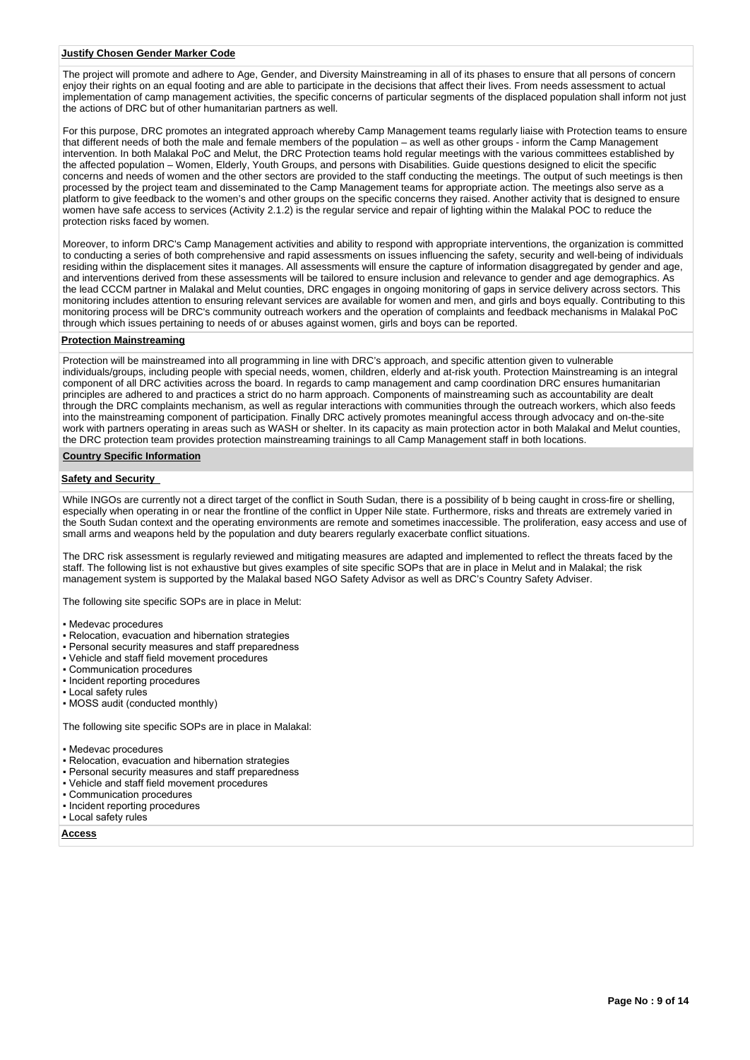**Justify Chosen Gender Marker Code**

The project will promote and adhere to Age, Gender, and Diversity Mainstreaming in all of its phases to ensure that all persons of concern enjoy their rights on an equal footing and are able to participate in the decisions that affect their lives. From needs assessment to actual implementation of camp management activities, the specific concerns of particular segments of the displaced population shall inform not just the actions of DRC but of other humanitarian partners as well.

For this purpose, DRC promotes an integrated approach whereby Camp Management teams regularly liaise with Protection teams to ensure that different needs of both the male and female members of the population – as well as other groups - inform the Camp Management intervention. In both Malakal PoC and Melut, the DRC Protection teams hold regular meetings with the various committees established by the affected population – Women, Elderly, Youth Groups, and persons with Disabilities. Guide questions designed to elicit the specific concerns and needs of women and the other sectors are provided to the staff conducting the meetings. The output of such meetings is then processed by the project team and disseminated to the Camp Management teams for appropriate action. The meetings also serve as a platform to give feedback to the women's and other groups on the specific concerns they raised. Another activity that is designed to ensure women have safe access to services (Activity 2.1.2) is the regular service and repair of lighting within the Malakal POC to reduce the protection risks faced by women.

Moreover, to inform DRC's Camp Management activities and ability to respond with appropriate interventions, the organization is committed to conducting a series of both comprehensive and rapid assessments on issues influencing the safety, security and well-being of individuals residing within the displacement sites it manages. All assessments will ensure the capture of information disaggregated by gender and age, and interventions derived from these assessments will be tailored to ensure inclusion and relevance to gender and age demographics. As the lead CCCM partner in Malakal and Melut counties, DRC engages in ongoing monitoring of gaps in service delivery across sectors. This monitoring includes attention to ensuring relevant services are available for women and men, and girls and boys equally. Contributing to this monitoring process will be DRC's community outreach workers and the operation of complaints and feedback mechanisms in Malakal PoC through which issues pertaining to needs of or abuses against women, girls and boys can be reported.

**Protection Mainstreaming**

Protection will be mainstreamed into all programming in line with DRC's approach, and specific attention given to vulnerable individuals/groups, including people with special needs, women, children, elderly and at-risk youth. Protection Mainstreaming is an integral component of all DRC activities across the board. In regards to camp management and camp coordination DRC ensures humanitarian principles are adhered to and practices a strict do no harm approach. Components of mainstreaming such as accountability are dealt through the DRC complaints mechanism, as well as regular interactions with communities through the outreach workers, which also feeds into the mainstreaming component of participation. Finally DRC actively promotes meaningful access through advocacy and on-the-site work with partners operating in areas such as WASH or shelter. In its capacity as main protection actor in both Malakal and Melut counties, the DRC protection team provides protection mainstreaming trainings to all Camp Management staff in both locations.

## Country Specific Information

**Safety and Security**

While INGOs are currently not a direct target of the conflict in South Sudan, there is a possibility of b being caught in cross-fire or shelling, especially when operating in or near the frontline of the conflict in Upper Nile state. Furthermore, risks and threats are extremely varied in the South Sudan context and the operating environments are remote and sometimes inaccessible. The proliferation, easy access and use of small arms and weapons held by the population and duty bearers regularly exacerbate conflict situations.

The DRC risk assessment is regularly reviewed and mitigating measures are adapted and implemented to reflect the threats faced by the staff. The following list is not exhaustive but gives examples of site specific SOPs that are in place in Melut and in Malakal; the risk management system is supported by the Malakal based NGO Safety Advisor as well as DRC's Country Safety Adviser.

The following site specific SOPs are in place in Melut:

- Medevac procedures
- Relocation, evacuation and hibernation strategies
- Personal security measures and staff preparedness
- Vehicle and staff field movement procedures
- Communication procedures
- Incident reporting procedures
- Local safety rules
- MOSS audit (conducted monthly)

The following site specific SOPs are in place in Malakal:

- Medevac procedures
- Relocation, evacuation and hibernation strategies
- Personal security measures and staff preparedness
- Vehicle and staff field movement procedures
- Communication procedures
- Incident reporting procedures
- Local safety rules

**Access**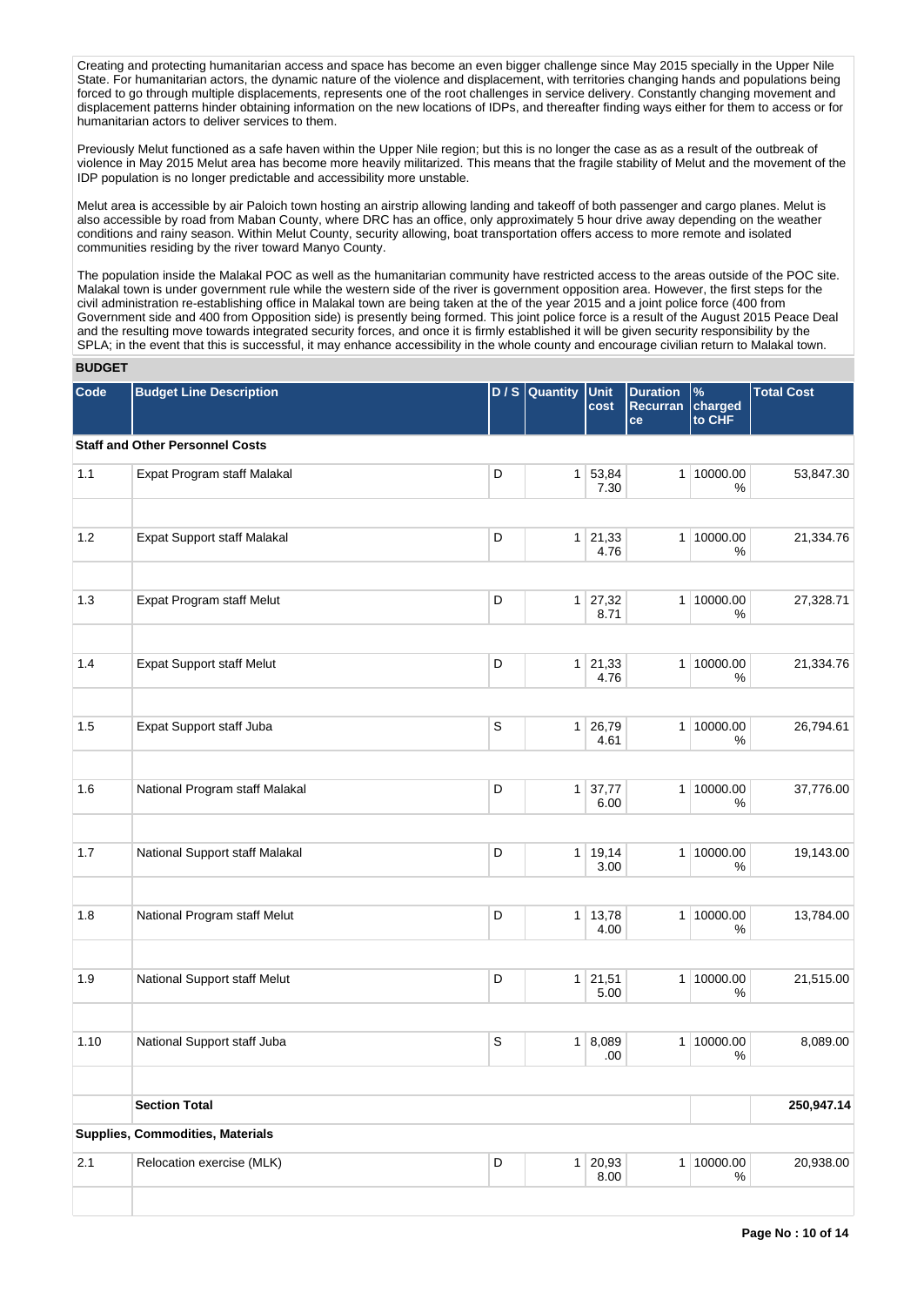Creating and protecting humanitarian access and space has become an even bigger challenge since May 2015 specially in the Upper Nile State. For humanitarian actors, the dynamic nature of the violence and displacement, with territories changing hands and populations being forced to go through multiple displacements, represents one of the root challenges in service delivery. Constantly changing movement and displacement patterns hinder obtaining information on the new locations of IDPs, and thereafter finding ways either for them to access or for humanitarian actors to deliver services to them.

Previously Melut functioned as a safe haven within the Upper Nile region; but this is no longer the case as as a result of the outbreak of violence in May 2015 Melut area has become more heavily militarized. This means that the fragile stability of Melut and the movement of the IDP population is no longer predictable and accessibility more unstable.

Melut area is accessible by air Paloich town hosting an airstrip allowing landing and takeoff of both passenger and cargo planes. Melut is also accessible by road from Maban County, where DRC has an office, only approximately 5 hour drive away depending on the weather conditions and rainy season. Within Melut County, security allowing, boat transportation offers access to more remote and isolated communities residing by the river toward Manyo County.

The population inside the Malakal POC as well as the humanitarian community have restricted access to the areas outside of the POC site. Malakal town is under government rule while the western side of the river is government opposition area. However, the first steps for the civil administration re-establishing office in Malakal town are being taken at the of the year 2015 and a joint police force (400 from Government side and 400 from Opposition side) is presently being formed. This joint police force is a result of the August 2015 Peace Deal and the resulting move towards integrated security forces, and once it is firmly established it will be given security responsibility by the SPLA; in the event that this is successful, it may enhance accessibility in the whole county and encourage civilian return to Malakal town.

**BUDGET**

| Code | Budget Line Description | D / S | Quantity | Unit cost | Duration Recurrance | % charged to CHF | Total Cost |
|---|---|---|---|---|---|---|---|
| | **Staff and Other Personnel Costs** | | | | | | |
| 1.1 | Expat Program staff Malakal | D | 1 | 53,847.30 | 1 | 10000.00 % | 53,847.30 |
| | | | | | | | |
| 1.2 | Expat Support staff Malakal | D | 1 | 21,334.76 | 1 | 10000.00 % | 21,334.76 |
| | | | | | | | |
| 1.3 | Expat Program staff Melut | D | 1 | 27,328.71 | 1 | 10000.00 % | 27,328.71 |
| | | | | | | | |
| 1.4 | Expat Support staff Melut | D | 1 | 21,334.76 | 1 | 10000.00 % | 21,334.76 |
| | | | | | | | |
| 1.5 | Expat Support staff Juba | S | 1 | 26,794.61 | 1 | 10000.00 % | 26,794.61 |
| | | | | | | | |
| 1.6 | National Program staff Malakal | D | 1 | 37,776.00 | 1 | 10000.00 % | 37,776.00 |
| | | | | | | | |
| 1.7 | National Support staff Malakal | D | 1 | 19,143.00 | 1 | 10000.00 % | 19,143.00 |
| | | | | | | | |
| 1.8 | National Program staff Melut | D | 1 | 13,784.00 | 1 | 10000.00 % | 13,784.00 |
| | | | | | | | |
| 1.9 | National Support staff Melut | D | 1 | 21,515.00 | 1 | 10000.00 % | 21,515.00 |
| | | | | | | | |
| 1.10 | National Support staff Juba | S | 1 | 8,089.00 | 1 | 10000.00 % | 8,089.00 |
| | | | | | | | |
| | **Section Total** | | | | | | **250,947.14** |
| | **Supplies, Commodities, Materials** | | | | | | |
| 2.1 | Relocation exercise (MLK) | D | 1 | 20,938.00 | 1 | 10000.00 % | 20,938.00 |
| | | | | | | | |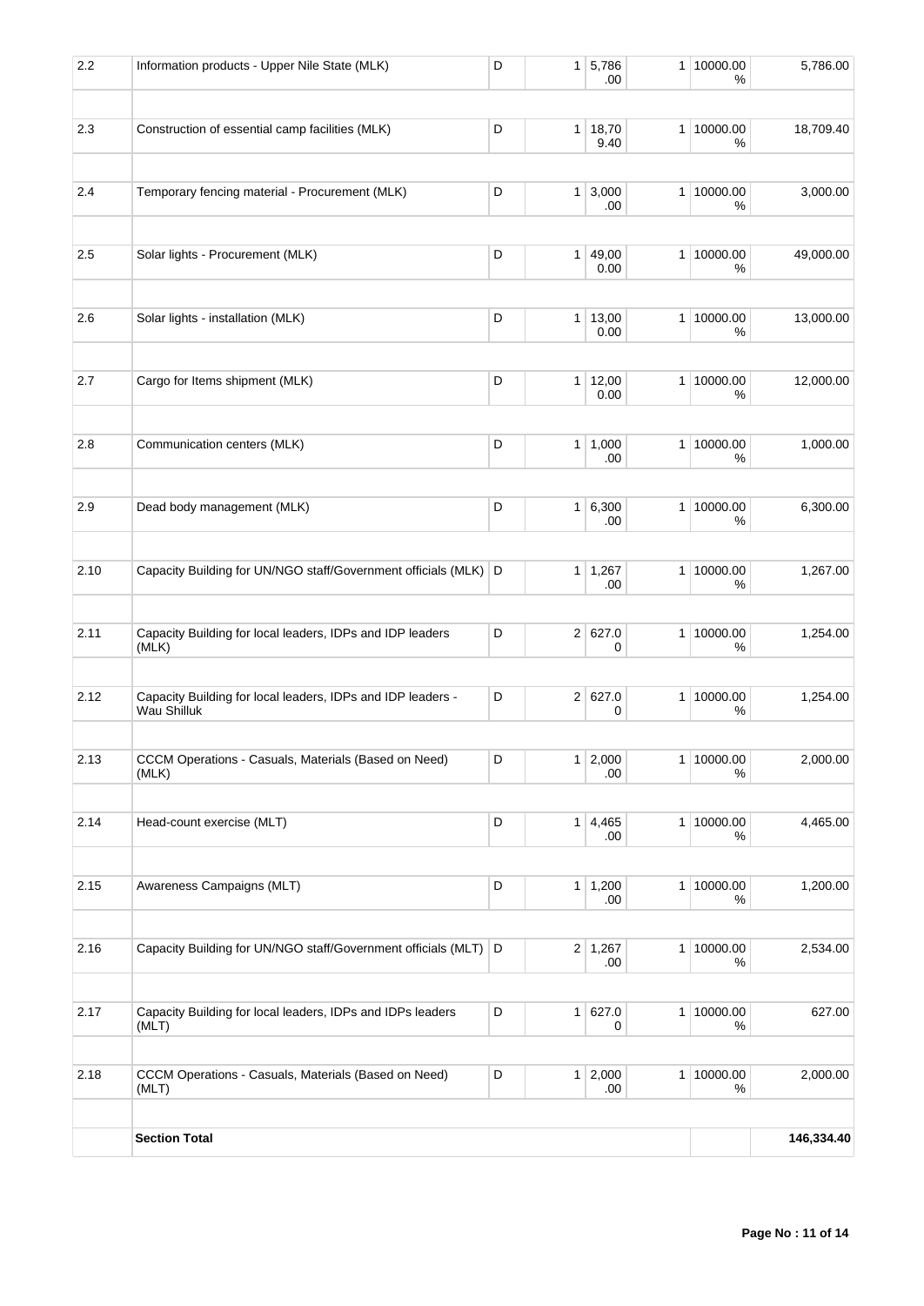| | | | | | | | |
|---|---|---|---|---|---|---|---|
| 2.2 | Information products - Upper Nile State (MLK) | D | 1 | 5,786.00 | 1 | 10000.00 % | 5,786.00 |
| | | | | | | | |
| 2.3 | Construction of essential camp facilities (MLK) | D | 1 | 18,709.40 | 1 | 10000.00 % | 18,709.40 |
| | | | | | | | |
| 2.4 | Temporary fencing material - Procurement (MLK) | D | 1 | 3,000.00 | 1 | 10000.00 % | 3,000.00 |
| | | | | | | | |
| 2.5 | Solar lights - Procurement (MLK) | D | 1 | 49,000.00 | 1 | 10000.00 % | 49,000.00 |
| | | | | | | | |
| 2.6 | Solar lights - installation (MLK) | D | 1 | 13,000.00 | 1 | 10000.00 % | 13,000.00 |
| | | | | | | | |
| 2.7 | Cargo for Items shipment (MLK) | D | 1 | 12,000.00 | 1 | 10000.00 % | 12,000.00 |
| | | | | | | | |
| 2.8 | Communication centers (MLK) | D | 1 | 1,000.00 | 1 | 10000.00 % | 1,000.00 |
| | | | | | | | |
| 2.9 | Dead body management (MLK) | D | 1 | 6,300.00 | 1 | 10000.00 % | 6,300.00 |
| | | | | | | | |
| 2.10 | Capacity Building for UN/NGO staff/Government officials (MLK) | D | 1 | 1,267.00 | 1 | 10000.00 % | 1,267.00 |
| | | | | | | | |
| 2.11 | Capacity Building for local leaders, IDPs and IDP leaders (MLK) | D | 2 | 627.00 | 1 | 10000.00 % | 1,254.00 |
| | | | | | | | |
| 2.12 | Capacity Building for local leaders, IDPs and IDP leaders - Wau Shilluk | D | 2 | 627.00 | 1 | 10000.00 % | 1,254.00 |
| | | | | | | | |
| 2.13 | CCCM Operations - Casuals, Materials (Based on Need) (MLK) | D | 1 | 2,000.00 | 1 | 10000.00 % | 2,000.00 |
| | | | | | | | |
| 2.14 | Head-count exercise (MLT) | D | 1 | 4,465.00 | 1 | 10000.00 % | 4,465.00 |
| | | | | | | | |
| 2.15 | Awareness Campaigns (MLT) | D | 1 | 1,200.00 | 1 | 10000.00 % | 1,200.00 |
| | | | | | | | |
| 2.16 | Capacity Building for UN/NGO staff/Government officials (MLT) | D | 2 | 1,267.00 | 1 | 10000.00 % | 2,534.00 |
| | | | | | | | |
| 2.17 | Capacity Building for local leaders, IDPs and IDPs leaders (MLT) | D | 1 | 627.00 | 1 | 10000.00 % | 627.00 |
| | | | | | | | |
| 2.18 | CCCM Operations - Casuals, Materials (Based on Need) (MLT) | D | 1 | 2,000.00 | 1 | 10000.00 % | 2,000.00 |
| | | | | | | | |
| | **Section Total** | | | | | | **146,334.40** |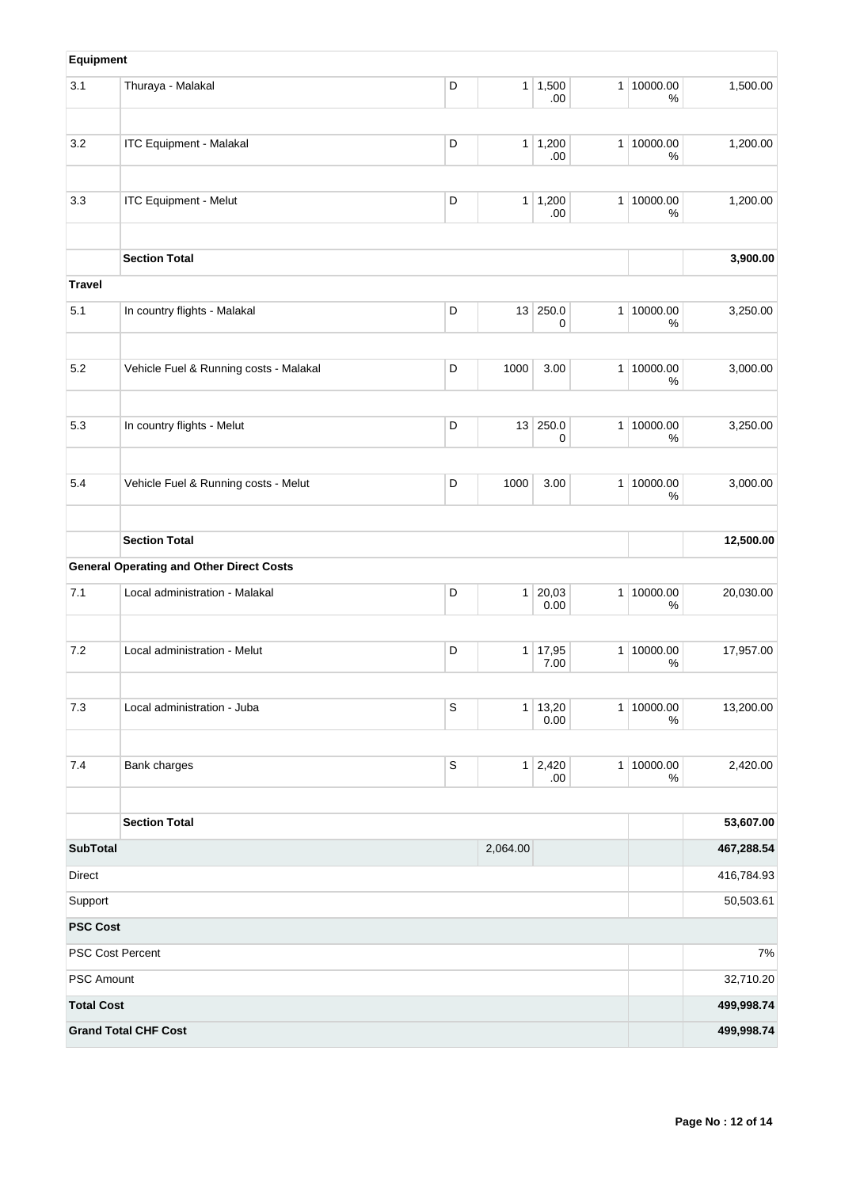| | | | | | | | |
|---|---|---|---|---|---|---|---|
| **Equipment** | | | | | | | |
| 3.1 | Thuraya - Malakal | D | 1 | 1,500.00 | 1 | 10000.00 % | 1,500.00 |
| | | | | | | | |
| 3.2 | ITC Equipment - Malakal | D | 1 | 1,200.00 | 1 | 10000.00 % | 1,200.00 |
| | | | | | | | |
| 3.3 | ITC Equipment - Melut | D | 1 | 1,200.00 | 1 | 10000.00 % | 1,200.00 |
| | | | | | | | |
| | **Section Total** | | | | | | **3,900.00** |
| **Travel** | | | | | | | |
| 5.1 | In country flights - Malakal | D | 13 | 250.00 | 1 | 10000.00 % | 3,250.00 |
| | | | | | | | |
| 5.2 | Vehicle Fuel & Running costs - Malakal | D | 1000 | 3.00 | 1 | 10000.00 % | 3,000.00 |
| | | | | | | | |
| 5.3 | In country flights - Melut | D | 13 | 250.00 | 1 | 10000.00 % | 3,250.00 |
| | | | | | | | |
| 5.4 | Vehicle Fuel & Running costs - Melut | D | 1000 | 3.00 | 1 | 10000.00 % | 3,000.00 |
| | | | | | | | |
| | **Section Total** | | | | | | **12,500.00** |
| | **General Operating and Other Direct Costs** | | | | | | |
| 7.1 | Local administration - Malakal | D | 1 | 20,030.00 | 1 | 10000.00 % | 20,030.00 |
| | | | | | | | |
| 7.2 | Local administration - Melut | D | 1 | 17,957.00 | 1 | 10000.00 % | 17,957.00 |
| | | | | | | | |
| 7.3 | Local administration - Juba | S | 1 | 13,200.00 | 1 | 10000.00 % | 13,200.00 |
| | | | | | | | |
| 7.4 | Bank charges | S | 1 | 2,420.00 | 1 | 10000.00 % | 2,420.00 |
| | | | | | | | |
| | **Section Total** | | | | | | **53,607.00** |
| **SubTotal** | | | 2,064.00 | | | | **467,288.54** |
| Direct | | | | | | | 416,784.93 |
| Support | | | | | | | 50,503.61 |
| **PSC Cost** | | | | | | | |
| PSC Cost Percent | | | | | | | 7% |
| PSC Amount | | | | | | | 32,710.20 |
| **Total Cost** | | | | | | | **499,998.74** |
| **Grand Total CHF Cost** | | | | | | | **499,998.74** |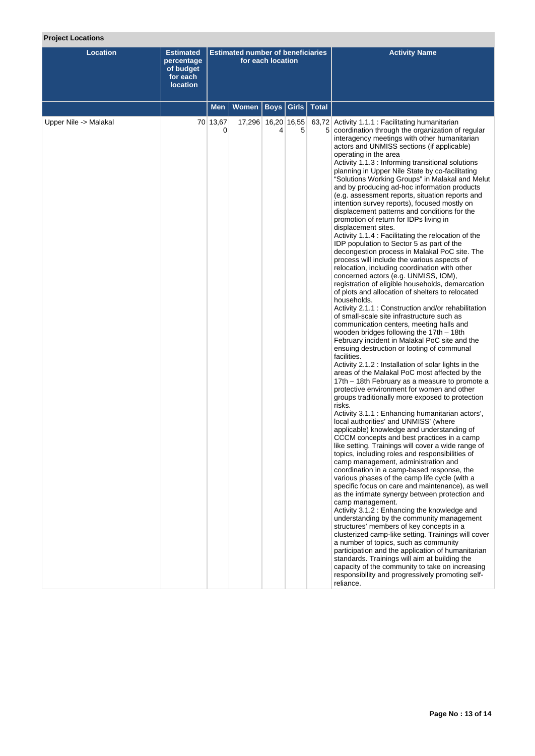**Project Locations**

| Location | Estimated percentage of budget for each location | Estimated number of beneficiaries for each location | | | | | Activity Name |
|---|---|---|---|---|---|---|---|
| | | Men | Women | Boys | Girls | Total | |
| Upper Nile -> Malakal | 70 | 13,670 | 17,296 | 16,204 | 16,555 | 63,725 | Activity 1.1.1 : Facilitating humanitarian coordination through the organization of regular interagency meetings with other humanitarian actors and UNMISS sections (if applicable) operating in the area<br>Activity 1.1.3 : Informing transitional solutions planning in Upper Nile State by co-facilitating "Solutions Working Groups" in Malakal and Melut and by producing ad-hoc information products (e.g. assessment reports, situation reports and intention survey reports), focused mostly on displacement patterns and conditions for the promotion of return for IDPs living in displacement sites.<br>Activity 1.1.4 : Facilitating the relocation of the IDP population to Sector 5 as part of the decongestion process in Malakal PoC site. The process will include the various aspects of relocation, including coordination with other concerned actors (e.g. UNMISS, IOM), registration of eligible households, demarcation of plots and allocation of shelters to relocated households.<br>Activity 2.1.1 : Construction and/or rehabilitation of small-scale site infrastructure such as communication centers, meeting halls and wooden bridges following the 17th – 18th February incident in Malakal PoC site and the ensuing destruction or looting of communal facilities.<br>Activity 2.1.2 : Installation of solar lights in the areas of the Malakal PoC most affected by the 17th – 18th February as a measure to promote a protective environment for women and other groups traditionally more exposed to protection risks.<br>Activity 3.1.1 : Enhancing humanitarian actors', local authorities' and UNMISS' (where applicable) knowledge and understanding of CCCM concepts and best practices in a camp like setting. Trainings will cover a wide range of topics, including roles and responsibilities of camp management, administration and coordination in a camp-based response, the various phases of the camp life cycle (with a specific focus on care and maintenance), as well as the intimate synergy between protection and camp management.<br>Activity 3.1.2 : Enhancing the knowledge and understanding by the community management structures' members of key concepts in a clusterized camp-like setting. Trainings will cover a number of topics, such as community participation and the application of humanitarian standards. Trainings will aim at building the capacity of the community to take on increasing responsibility and progressively promoting self-reliance. |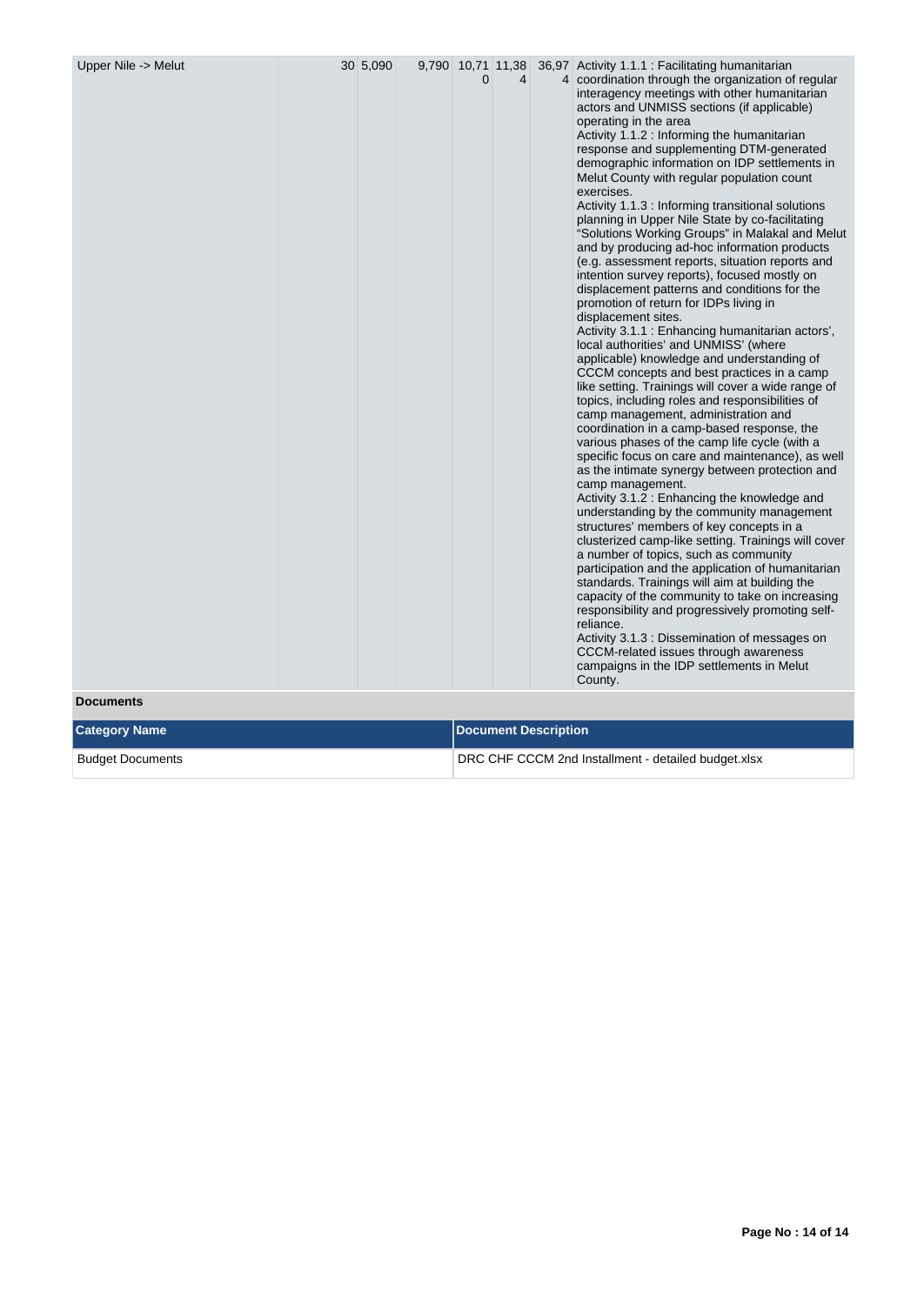| | | | | | | | |
|---|---|---|---|---|---|---|---|
| Upper Nile -> Melut | 30 | 5,090 | 9,790 | 10,710 | 11,384 | 36,974 | Activity 1.1.1 : Facilitating humanitarian coordination through the organization of regular interagency meetings with other humanitarian actors and UNMISS sections (if applicable) operating in the area<br>Activity 1.1.2 : Informing the humanitarian response and supplementing DTM-generated demographic information on IDP settlements in Melut County with regular population count exercises.<br>Activity 1.1.3 : Informing transitional solutions planning in Upper Nile State by co-facilitating "Solutions Working Groups" in Malakal and Melut and by producing ad-hoc information products (e.g. assessment reports, situation reports and intention survey reports), focused mostly on displacement patterns and conditions for the promotion of return for IDPs living in displacement sites.<br>Activity 3.1.1 : Enhancing humanitarian actors', local authorities' and UNMISS' (where applicable) knowledge and understanding of CCCM concepts and best practices in a camp like setting. Trainings will cover a wide range of topics, including roles and responsibilities of camp management, administration and coordination in a camp-based response, the various phases of the camp life cycle (with a specific focus on care and maintenance), as well as the intimate synergy between protection and camp management.<br>Activity 3.1.2 : Enhancing the knowledge and understanding by the community management structures' members of key concepts in a clusterized camp-like setting. Trainings will cover a number of topics, such as community participation and the application of humanitarian standards. Trainings will aim at building the capacity of the community to take on increasing responsibility and progressively promoting self-reliance.<br>Activity 3.1.3 : Dissemination of messages on CCCM-related issues through awareness campaigns in the IDP settlements in Melut County. |

**Documents**

| Category Name | Document Description |
|---|---|
| Budget Documents | DRC CHF CCCM 2nd Installment - detailed budget.xlsx |